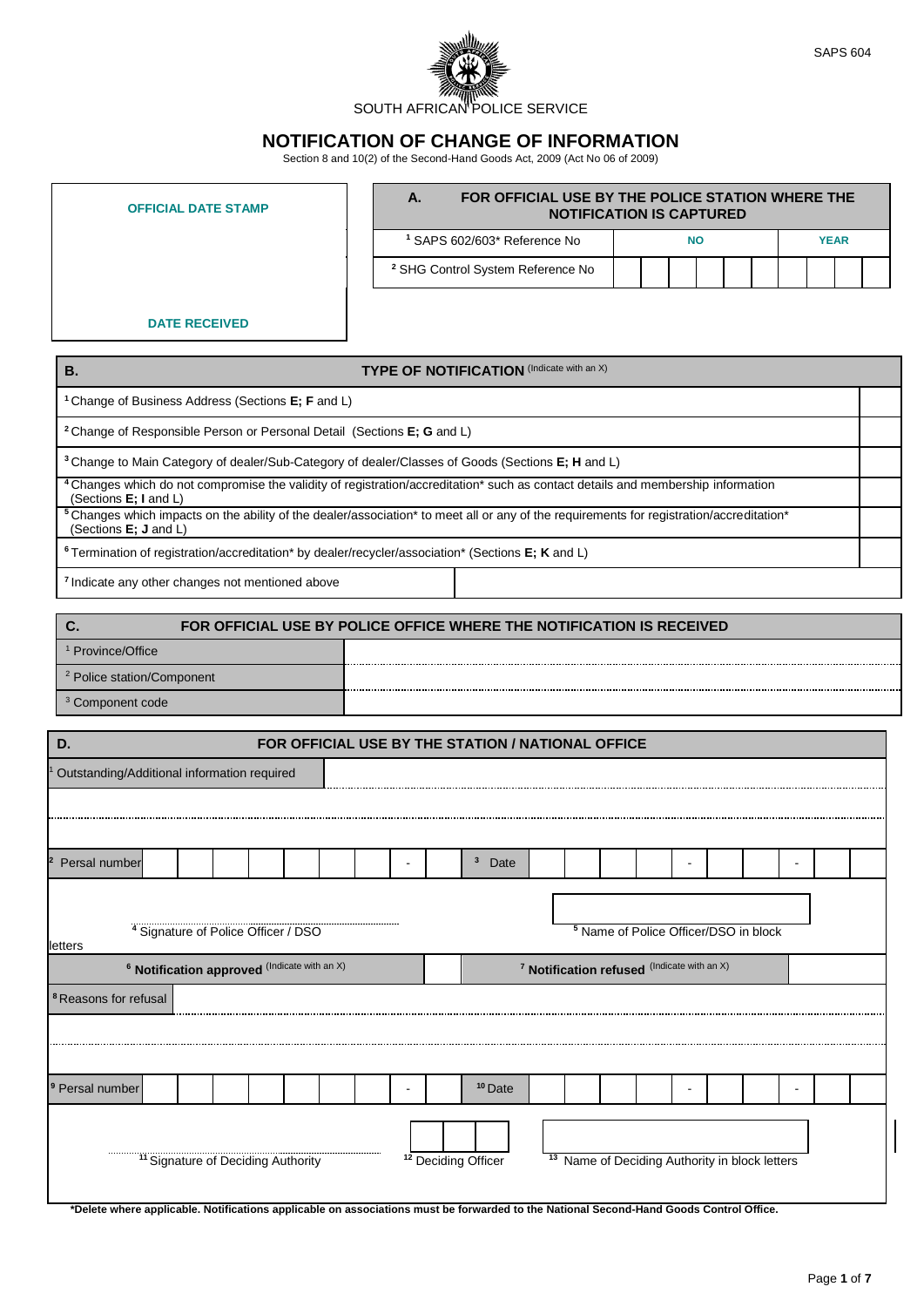SAPS 604

SOUTH AFRICAN POLICE SERVICE

# NOTIFICATION OF CHANGE OF INFORMATION

Section 8 and 10(2) of the Second-Hand Goods Act, 2009 (Act No 06 of 2009)

| OFFICIAL DATE STAMP |
|---|
| |
| DATE RECEIVED |

| A. FOR OFFICIAL USE BY THE POLICE STATION WHERE THE NOTIFICATION IS CAPTURED | | |
|---|---|---|
| [1] SAPS 602/603* Reference No | NO | YEAR |
| [2] SHG Control System Reference No | | |

| B. TYPE OF NOTIFICATION (Indicate with an X) | |
|---|---|
| [1] Change of Business Address (Sections **E; F** and L) | |
| [2] Change of Responsible Person or Personal Detail (Sections **E; G** and L) | |
| [3] Change to Main Category of dealer/Sub-Category of dealer/Classes of Goods (Sections **E; H** and L) | |
| [4] Changes which do not compromise the validity of registration/accreditation* such as contact details and membership information (Sections **E; I** and L) | |
| [5] Changes which impacts on the ability of the dealer/association* to meet all or any of the requirements for registration/accreditation* (Sections **E; J** and L) | |
| [6] Termination of registration/accreditation* by dealer/recycler/association* (Sections **E; K** and L) | |
| [7] Indicate any other changes not mentioned above | |

| C. FOR OFFICIAL USE BY POLICE OFFICE WHERE THE NOTIFICATION IS RECEIVED | |
|---|---|
| [1] Province/Office | |
| [2] Police station/Component | |
| [3] Component code | |

| D. FOR OFFICIAL USE BY THE STATION / NATIONAL OFFICE | | | |
|---|---|---|---|
| [1] Outstanding/Additional information required | | | |
| | | | |
| [2] Persal number | - | [3] Date | - - |
| [4] Signature of Police Officer / DSO | | [5] Name of Police Officer/DSO in block letters | |
| [6] **Notification approved** (Indicate with an X) | | [7] **Notification refused** (Indicate with an X) | |
| [8] Reasons for refusal | | | |
| | | | |
| [9] Persal number | - | [10] Date | - - |
| [11] Signature of Deciding Authority | [12] Deciding Officer | [13] Name of Deciding Authority in block letters | |

***Delete where applicable. Notifications applicable on associations must be forwarded to the National Second-Hand Goods Control Office.**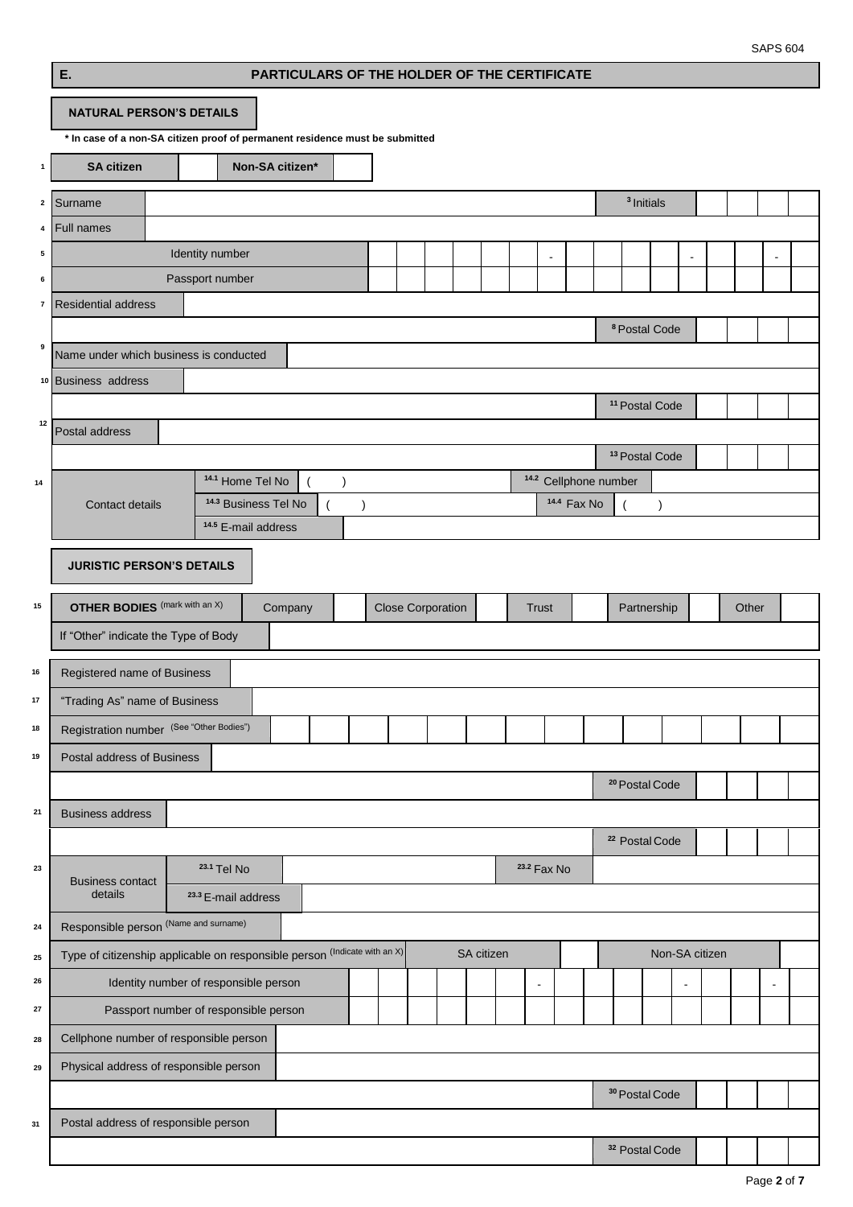## E. PARTICULARS OF THE HOLDER OF THE CERTIFICATE

### NATURAL PERSON'S DETAILS

**\* In case of a non-SA citizen proof of permanent residence must be submitted**

| No. | Field | Value |
|---|---|---|
| 1 | **SA citizen** | |
| | **Non-SA citizen\*** | |
| 2 | Surname | |
| 3 | Initials | |
| 4 | Full names | |
| 5 | Identity number | - - - |
| 6 | Passport number | |
| 7 | Residential address | |
| 8 | Postal Code | |
| 9 | Name under which business is conducted | |
| 10 | Business address | |
| 11 | Postal Code | |
| 12 | Postal address | |
| 13 | Postal Code | |
| 14 | Contact details | |
| 14.1 | Home Tel No | ( ) |
| 14.2 | Cellphone number | |
| 14.3 | Business Tel No | ( ) |
| 14.4 | Fax No | ( ) |
| 14.5 | E-mail address | |

### JURISTIC PERSON'S DETAILS

| No. | Field | Value |
|---|---|---|
| 15 | **OTHER BODIES** (mark with an X) | Company [ ] Close Corporation [ ] Trust [ ] Partnership [ ] Other [ ] |
| | If "Other" indicate the Type of Body | |
| 16 | Registered name of Business | |
| 17 | "Trading As" name of Business | |
| 18 | Registration number (See "Other Bodies") | |
| 19 | Postal address of Business | |
| 20 | Postal Code | |
| 21 | Business address | |
| 22 | Postal Code | |
| 23 | Business contact details | |
| 23.1 | Tel No | |
| 23.2 | Fax No | |
| 23.3 | E-mail address | |
| 24 | Responsible person (Name and surname) | |
| 25 | Type of citizenship applicable on responsible person (Indicate with an X) | SA citizen [ ] Non-SA citizen [ ] |
| 26 | Identity number of responsible person | - - - |
| 27 | Passport number of responsible person | |
| 28 | Cellphone number of responsible person | |
| 29 | Physical address of responsible person | |
| 30 | Postal Code | |
| 31 | Postal address of responsible person | |
| 32 | Postal Code | |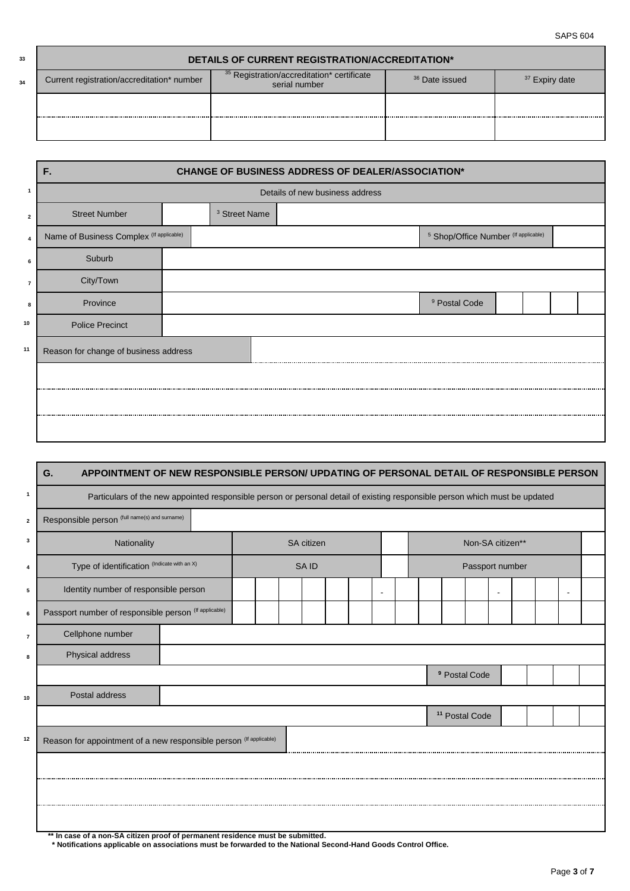SAPS 604

| DETAILS OF CURRENT REGISTRATION/ACCREDITATION* | | | |
|---|---|---|---|
| Current registration/accreditation* number | [35] Registration/accreditation* certificate serial number | [36] Date issued | [37] Expiry date |
| | | | |
| | | | |

## F. CHANGE OF BUSINESS ADDRESS OF DEALER/ASSOCIATION*

| Details of new business address | | | |
|---|---|---|---|
| Street Number | | [3] Street Name | |
| Name of Business Complex (If applicable) | | [5] Shop/Office Number (If applicable) | |
| Suburb | | | |
| City/Town | | | |
| Province | | [9] Postal Code | |
| Police Precinct | | | |
| Reason for change of business address | | | |
| | | | |
| | | | |
| | | | |

## G. APPOINTMENT OF NEW RESPONSIBLE PERSON/ UPDATING OF PERSONAL DETAIL OF RESPONSIBLE PERSON

| Particulars of the new appointed responsible person or personal detail of existing responsible person which must be updated | | | | |
|---|---|---|---|---|
| Responsible person (full name(s) and surname) | | | | |
| Nationality | SA citizen | | Non-SA citizen** | |
| Type of identification (Indicate with an X) | SA ID | | Passport number | |
| Identity number of responsible person | | | | |
| Passport number of responsible person (If applicable) | | | | |
| Cellphone number | | | | |
| Physical address | | | | |
| | | | [9] Postal Code | |
| Postal address | | | | |
| | | | [11] Postal Code | |
| Reason for appointment of a new responsible person (If applicable) | | | | |
| | | | | |
| | | | | |
| | | | | |

**** In case of a non-SA citizen proof of permanent residence must be submitted.**

*** Notifications applicable on associations must be forwarded to the National Second-Hand Goods Control Office.**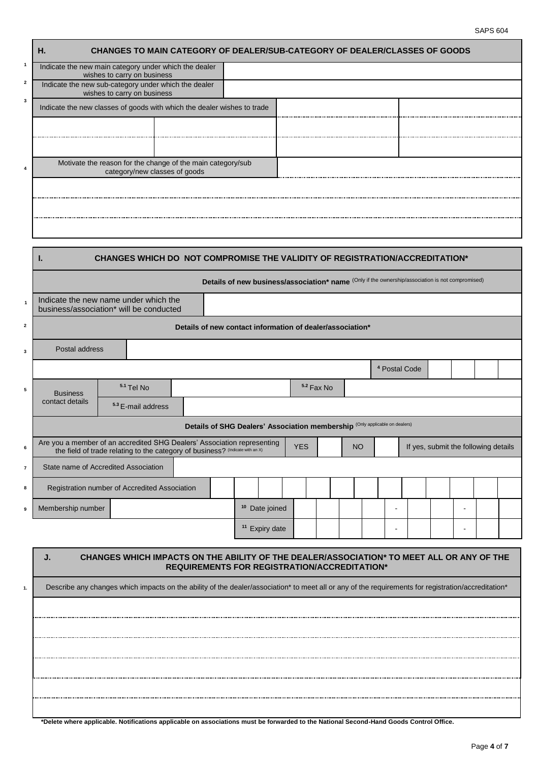## H. CHANGES TO MAIN CATEGORY OF DEALER/SUB-CATEGORY OF DEALER/CLASSES OF GOODS

| | | |
|---|---|---|
| 1 | Indicate the new main category under which the dealer wishes to carry on business | |
| 2 | Indicate the new sub-category under which the dealer wishes to carry on business | |

| | | | | |
|---|---|---|---|---|
| 3 | Indicate the new classes of goods with which the dealer wishes to trade | | | |
| | | | | |
| | | | | |

| | | |
|---|---|---|
| 4 | Motivate the reason for the change of the main category/sub category/new classes of goods | |
| | | |
| | | |
| | | |

## I. CHANGES WHICH DO NOT COMPROMISE THE VALIDITY OF REGISTRATION/ACCREDITATION*

**Details of new business/association* name** (Only if the ownership/association is not compromised)

| | | |
|---|---|---|
| 1 | Indicate the new name under which the business/association* will be conducted | |

**2 Details of new contact information of dealer/association***

| | | | | |
|---|---|---|---|---|
| 3 | Postal address | | | |
| | | | [4] Postal Code | |

| | | | | |
|---|---|---|---|---|
| 5 | Business contact details | [5.1] Tel No | | [5.2] Fax No |
| | | [5.3] E-mail address | | |

**Details of SHG Dealers' Association membership** (Only applicable on dealers)

| | | | | | | | |
|---|---|---|---|---|---|---|---|
| 6 | Are you a member of an accredited SHG Dealers' Association representing the field of trade relating to the category of business? (Indicate with an X) | YES | | NO | | If yes, submit the following details |
| 7 | State name of Accredited Association | | | | | | |
| 8 | Registration number of Accredited Association | | | | | | |
| 9 | Membership number | | [10] Date joined | - | - | | |
| | | | [11] Expiry date | - | - | | |

## J. CHANGES WHICH IMPACTS ON THE ABILITY OF THE DEALER/ASSOCIATION* TO MEET ALL OR ANY OF THE REQUIREMENTS FOR REGISTRATION/ACCREDITATION*

| | |
|---|---|
| 1. | Describe any changes which impacts on the ability of the dealer/association* to meet all or any of the requirements for registration/accreditation* |
| | |
| | |
| | |
| | |
| | |
| | |

**\*Delete where applicable. Notifications applicable on associations must be forwarded to the National Second-Hand Goods Control Office.**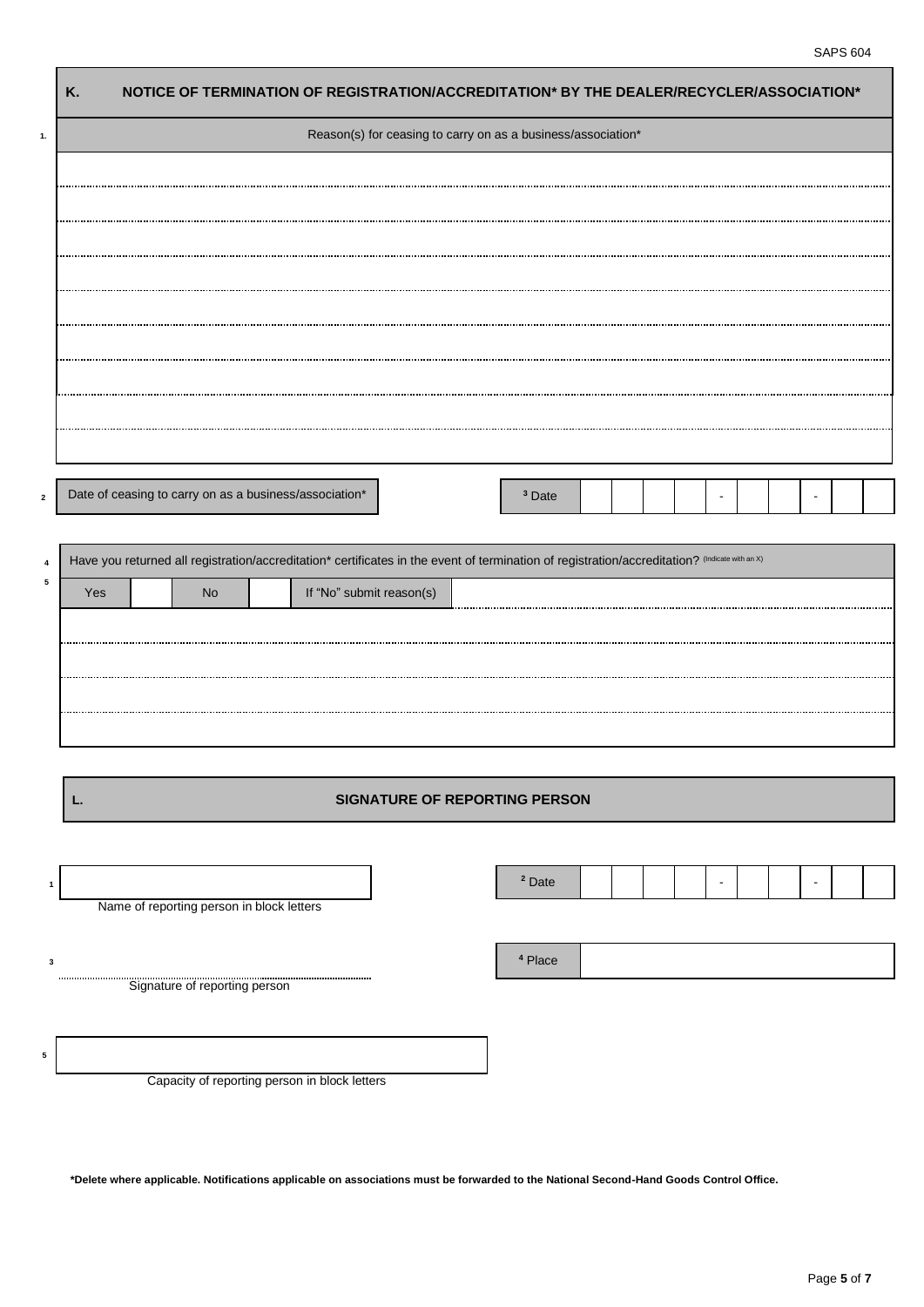SAPS 604

## K. NOTICE OF TERMINATION OF REGISTRATION/ACCREDITATION* BY THE DEALER/RECYCLER/ASSOCIATION*

1. Reason(s) for ceasing to carry on as a business/association*

..............................................................................................................................................

..............................................................................................................................................

..............................................................................................................................................

..............................................................................................................................................

..............................................................................................................................................

..............................................................................................................................................

..............................................................................................................................................

2. Date of ceasing to carry on as a business/association*

3. Date | | | | | - | | | - | | |

4. Have you returned all registration/accreditation* certificates in the event of termination of registration/accreditation? (Indicate with an X)

5. | Yes | | No | | If "No" submit reason(s) | |
|---|---|---|---|---|---|

..............................................................................................................................................

..............................................................................................................................................

..............................................................................................................................................

## L. SIGNATURE OF REPORTING PERSON

1. ______________________________
Name of reporting person in block letters

2. Date | | | | | - | | | - | | |

3. ..............................................................
Signature of reporting person

4. Place ______________________________

5. ______________________________
Capacity of reporting person in block letters

**\*Delete where applicable. Notifications applicable on associations must be forwarded to the National Second-Hand Goods Control Office.**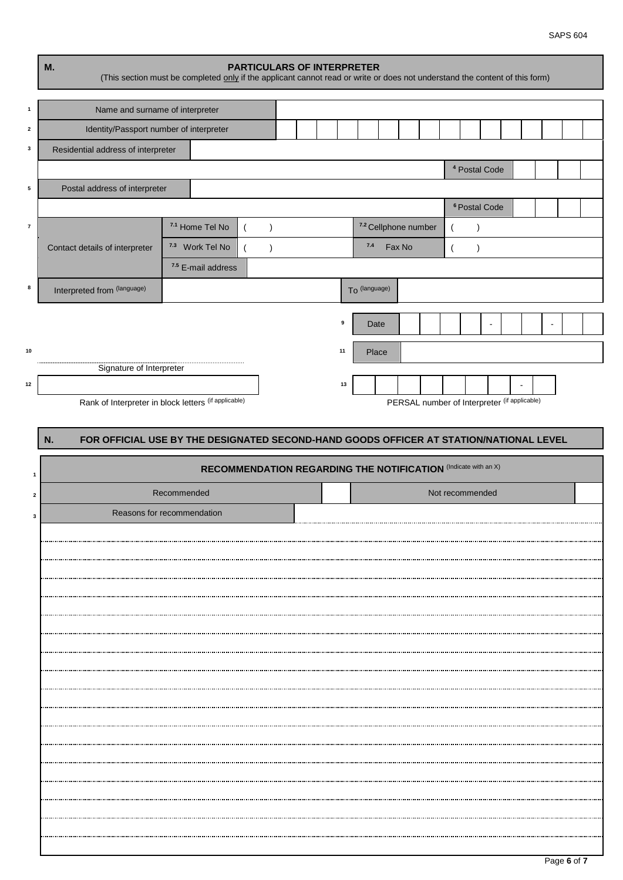## M. PARTICULARS OF INTERPRETER

(This section must be completed only if the applicant cannot read or write or does not understand the content of this form)

| | | | | |
|---|---|---|---|---|
| 1 | Name and surname of interpreter | | | |
| 2 | Identity/Passport number of interpreter | | | |
| 3 | Residential address of interpreter | | | |
| | | | 4 Postal Code | |
| 5 | Postal address of interpreter | | | |
| | | | 6 Postal Code | |
| 7 | Contact details of interpreter | 7.1 Home Tel No ( ) | 7.2 Cellphone number | ( ) |
| | | 7.3 Work Tel No ( ) | 7.4 Fax No | ( ) |
| | | 7.5 E-mail address | | |
| 8 | Interpreted from (language) | | To (language) | |

9 Date: ____ - __ - __

10 ........................................ Signature of Interpreter

11 Place: ________

12 ________ Rank of Interpreter in block letters (if applicable)

13 ________ - __ PERSAL number of Interpreter (if applicable)

## N. FOR OFFICIAL USE BY THE DESIGNATED SECOND-HAND GOODS OFFICER AT STATION/NATIONAL LEVEL

| | | | | |
|---|---|---|---|---|
| 1 | RECOMMENDATION REGARDING THE NOTIFICATION (Indicate with an X) | | | |
| 2 | Recommended | | Not recommended | |
| 3 | Reasons for recommendation | | | |

........................................................................................................................

........................................................................................................................

........................................................................................................................

........................................................................................................................

........................................................................................................................

........................................................................................................................

........................................................................................................................

........................................................................................................................

........................................................................................................................

........................................................................................................................

........................................................................................................................

........................................................................................................................

........................................................................................................................

........................................................................................................................

........................................................................................................................

........................................................................................................................

........................................................................................................................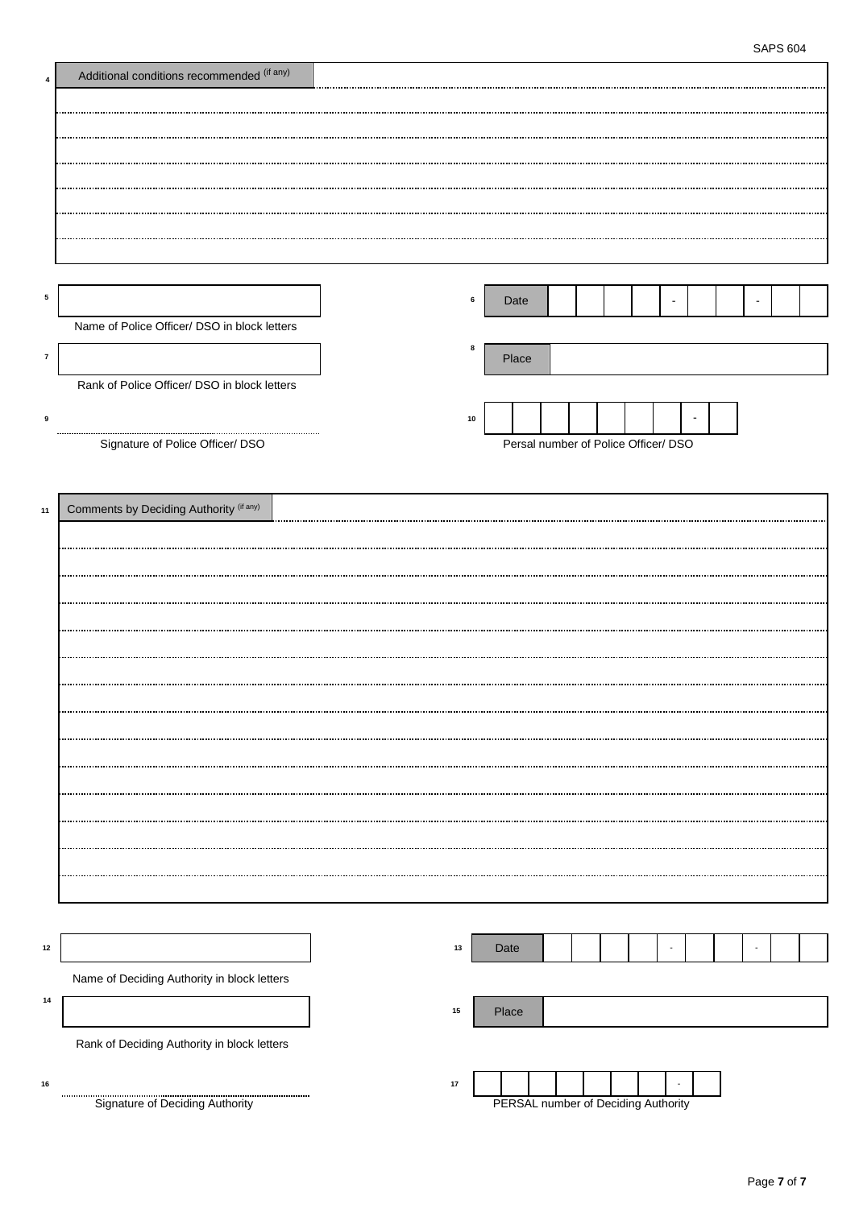**4** Additional conditions recommended (if any)

................................................................................................

................................................................................................

................................................................................................

................................................................................................

................................................................................................

................................................................................................

**5** Name of Police Officer/ DSO in block letters

**6** Date: _ _ _ _ - _ _ - _ _

**7** Rank of Police Officer/ DSO in block letters

**8** Place

**9** ................................................
Signature of Police Officer/ DSO

**10** _ _ _ _ _ _ _ - _
Persal number of Police Officer/ DSO

**11** Comments by Deciding Authority (if any)

................................................................................................

................................................................................................

................................................................................................

................................................................................................

................................................................................................

................................................................................................

................................................................................................

................................................................................................

................................................................................................

................................................................................................

................................................................................................

................................................................................................

................................................................................................

**12** Name of Deciding Authority in block letters

**13** Date: _ _ _ _ - _ _ - _ _

**14** Rank of Deciding Authority in block letters

**15** Place

**16** ................................................
Signature of Deciding Authority

**17** _ _ _ _ _ _ _ - _
PERSAL number of Deciding Authority